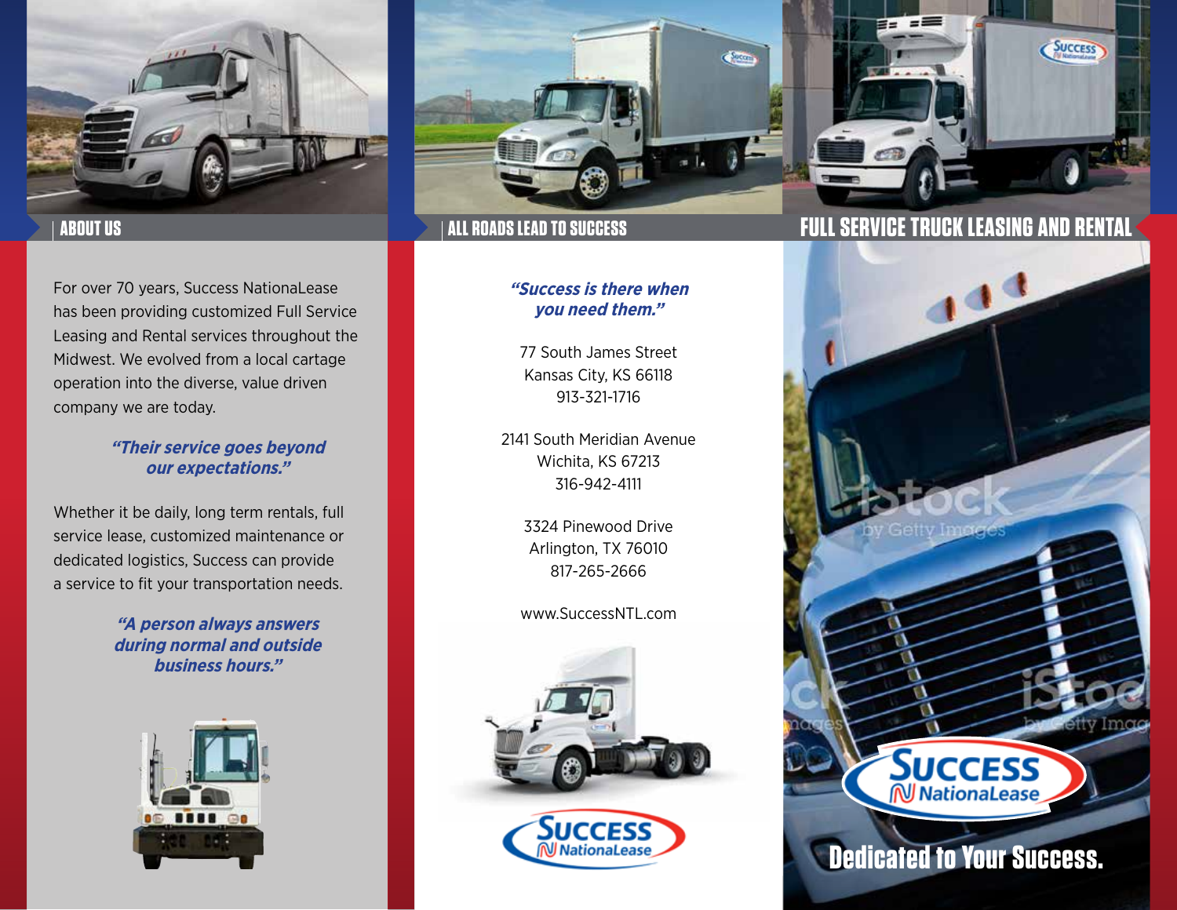## ABOUT US

For over 70 years, Success NationaLease has been providing customized Full Service Leasing and Rental services throughout the Midwest. We evolved from a local cartage operation into the diverse, value driven company we are today.

***"Their service goes beyond our expectations."***

Whether it be daily, long term rentals, full service lease, customized maintenance or dedicated logistics, Success can provide a service to fit your transportation needs.

***"A person always answers during normal and outside business hours."***

## ALL ROADS LEAD TO SUCCESS

***"Success is there when you need them."***

77 South James Street
Kansas City, KS 66118
913-321-1716

2141 South Meridian Avenue
Wichita, KS 67213
316-942-4111

3324 Pinewood Drive
Arlington, TX 76010
817-265-2666

www.SuccessNTL.com

SUCCESS NationaLease

## FULL SERVICE TRUCK LEASING AND RENTAL

SUCCESS NationaLease

**Dedicated to Your Success.**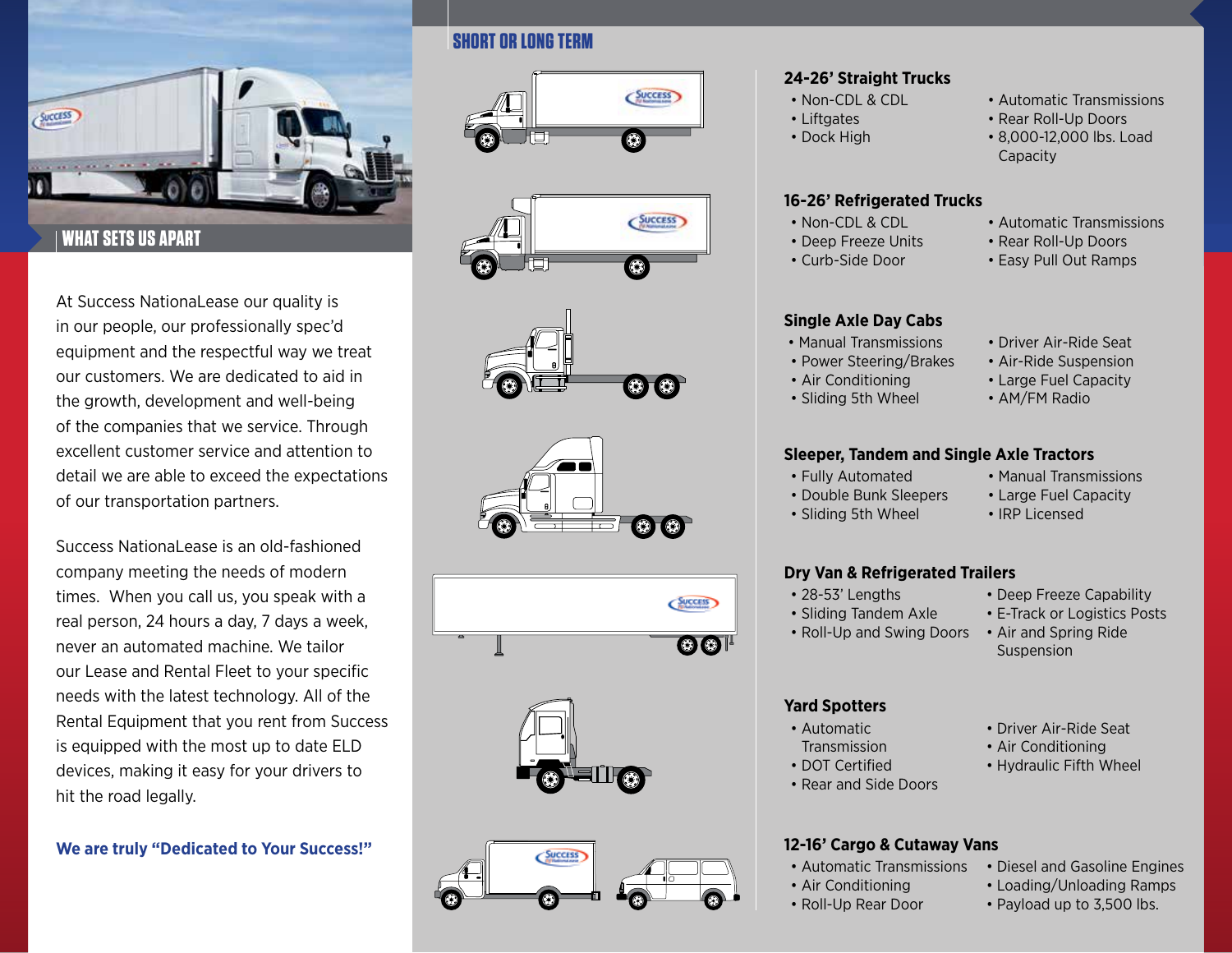## WHAT SETS US APART

At Success NationaLease our quality is in our people, our professionally spec'd equipment and the respectful way we treat our customers. We are dedicated to aid in the growth, development and well-being of the companies that we service. Through excellent customer service and attention to detail we are able to exceed the expectations of our transportation partners.

Success NationaLease is an old-fashioned company meeting the needs of modern times. When you call us, you speak with a real person, 24 hours a day, 7 days a week, never an automated machine. We tailor our Lease and Rental Fleet to your specific needs with the latest technology. All of the Rental Equipment that you rent from Success is equipped with the most up to date ELD devices, making it easy for your drivers to hit the road legally.

**We are truly "Dedicated to Your Success!"**

## SHORT OR LONG TERM

### 24-26' Straight Trucks

- Non-CDL & CDL
- Liftgates
- Dock High
- Automatic Transmissions
- Rear Roll-Up Doors
- 8,000-12,000 lbs. Load Capacity

### 16-26' Refrigerated Trucks

- Non-CDL & CDL
- Deep Freeze Units
- Curb-Side Door
- Automatic Transmissions
- Rear Roll-Up Doors
- Easy Pull Out Ramps

### Single Axle Day Cabs

- Manual Transmissions
- Power Steering/Brakes
- Air Conditioning
- Sliding 5th Wheel
- Driver Air-Ride Seat
- Air-Ride Suspension
- Large Fuel Capacity
- AM/FM Radio

### Sleeper, Tandem and Single Axle Tractors

- Fully Automated
- Double Bunk Sleepers
- Sliding 5th Wheel
- Manual Transmissions
- Large Fuel Capacity
- IRP Licensed

### Dry Van & Refrigerated Trailers

- 28-53' Lengths
- Sliding Tandem Axle
- Roll-Up and Swing Doors
- Deep Freeze Capability
- E-Track or Logistics Posts
- Air and Spring Ride Suspension

### Yard Spotters

- Automatic Transmission
- DOT Certified
- Rear and Side Doors
- Driver Air-Ride Seat
- Air Conditioning
- Hydraulic Fifth Wheel

### 12-16' Cargo & Cutaway Vans

- Automatic Transmissions
- Air Conditioning
- Roll-Up Rear Door
- Diesel and Gasoline Engines
- Loading/Unloading Ramps
- Payload up to 3,500 lbs.